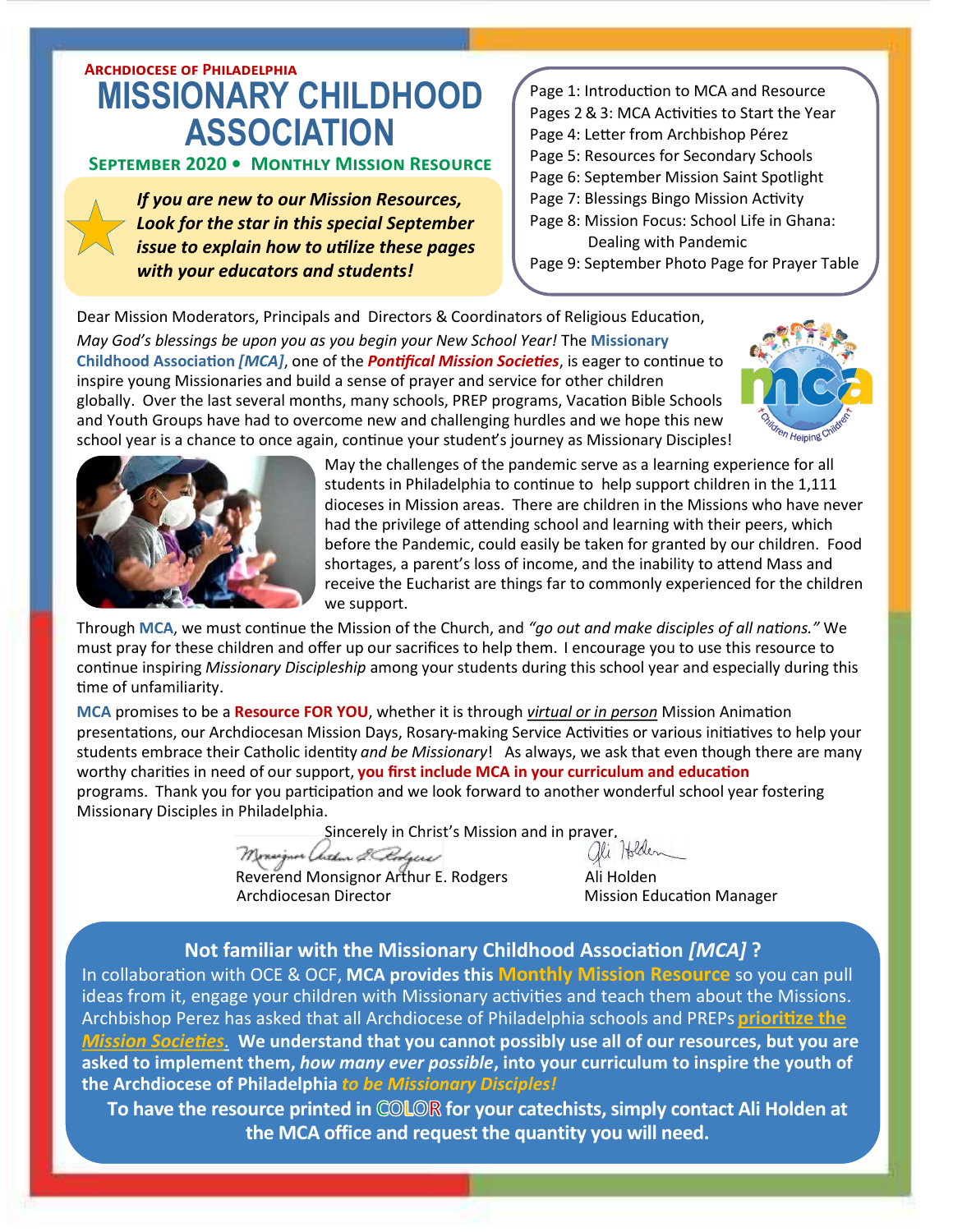**Archdiocese of Philadelphia**

# MISSIONARY CHILDHOOD ASSOCIATION

**September 2020 • Monthly Mission Resource**

***If you are new to our Mission Resources, Look for the star in this special September issue to explain how to utilize these pages with your educators and students!***

- Page 1: Introduction to MCA and Resource
- Pages 2 & 3: MCA Activities to Start the Year
- Page 4: Letter from Archbishop Pérez
- Page 5: Resources for Secondary Schools
- Page 6: September Mission Saint Spotlight
- Page 7: Blessings Bingo Mission Activity
- Page 8: Mission Focus: School Life in Ghana: Dealing with Pandemic
- Page 9: September Photo Page for Prayer Table

Dear Mission Moderators, Principals and Directors & Coordinators of Religious Education,

*May God's blessings be upon you as you begin your New School Year!* The **Missionary Childhood Association *[MCA]***, one of the ***Pontifical Mission Societies***, is eager to continue to inspire young Missionaries and build a sense of prayer and service for other children globally. Over the last several months, many schools, PREP programs, Vacation Bible Schools and Youth Groups have had to overcome new and challenging hurdles and we hope this new school year is a chance to once again, continue your student's journey as Missionary Disciples!

May the challenges of the pandemic serve as a learning experience for all students in Philadelphia to continue to help support children in the 1,111 dioceses in Mission areas. There are children in the Missions who have never had the privilege of attending school and learning with their peers, which before the Pandemic, could easily be taken for granted by our children. Food shortages, a parent's loss of income, and the inability to attend Mass and receive the Eucharist are things far to commonly experienced for the children we support.

Through **MCA**, we must continue the Mission of the Church, and *"go out and make disciples of all nations."* We must pray for these children and offer up our sacrifices to help them. I encourage you to use this resource to continue inspiring *Missionary Discipleship* among your students during this school year and especially during this time of unfamiliarity.

**MCA** promises to be a **Resource FOR YOU**, whether it is through *virtual or in person* Mission Animation presentations, our Archdiocesan Mission Days, Rosary-making Service Activities or various initiatives to help your students embrace their Catholic identity *and be Missionary*! As always, we ask that even though there are many worthy charities in need of our support, **you first include MCA in your curriculum and education** programs. Thank you for you participation and we look forward to another wonderful school year fostering Missionary Disciples in Philadelphia.

Sincerely in Christ's Mission and in prayer,

Reverend Monsignor Arthur E. Rodgers
Archdiocesan Director

Ali Holden
Mission Education Manager

## Not familiar with the Missionary Childhood Association *[MCA]* ?

In collaboration with OCE & OCF, **MCA provides this Monthly Mission Resource** so you can pull ideas from it, engage your children with Missionary activities and teach them about the Missions. Archbishop Perez has asked that all Archdiocese of Philadelphia schools and PREPs ***prioritize the Mission Societies.*** **We understand that you cannot possibly use all of our resources, but you are asked to implement them, *how many ever possible*, into your curriculum to inspire the youth of the Archdiocese of Philadelphia *to be Missionary Disciples!***

**To have the resource printed in COLOR for your catechists, simply contact Ali Holden at the MCA office and request the quantity you will need.**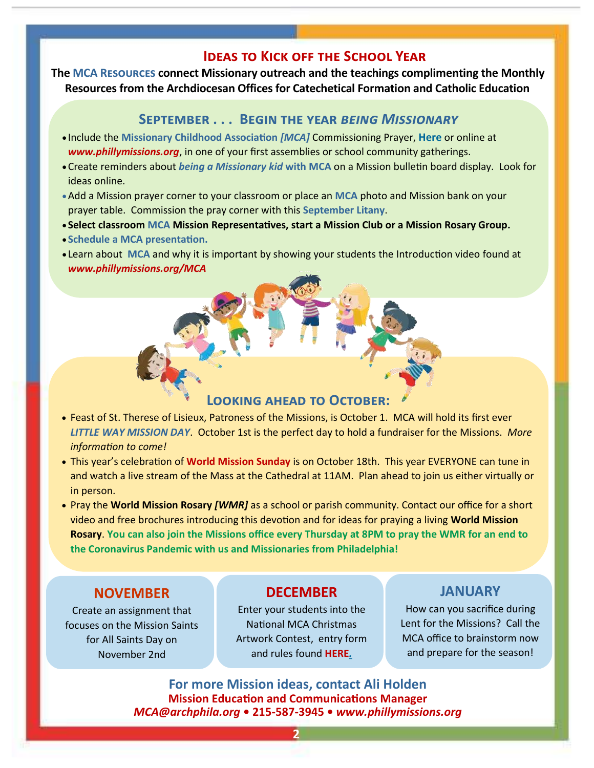# Ideas to Kick off the School Year

**The MCA Resources connect Missionary outreach and the teachings complimenting the Monthly Resources from the Archdiocesan Offices for Catechetical Formation and Catholic Education**

## September . . . Begin the year *being Missionary*

- Include the **Missionary Childhood Association *[MCA]*** Commissioning Prayer, **Here** or online at ***www.phillymissions.org***, in one of your first assemblies or school community gatherings.
- Create reminders about ***being a Missionary kid* with MCA** on a Mission bulletin board display. Look for ideas online.
- Add a Mission prayer corner to your classroom or place an **MCA** photo and Mission bank on your prayer table. Commission the pray corner with this **September Litany**.
- **Select classroom MCA Mission Representatives, start a Mission Club or a Mission Rosary Group.**
- **Schedule a MCA presentation.**
- Learn about **MCA** and why it is important by showing your students the Introduction video found at ***www.phillymissions.org/MCA***

## Looking ahead to October:

- Feast of St. Therese of Lisieux, Patroness of the Missions, is October 1. MCA will hold its first ever ***LITTLE WAY MISSION DAY***. October 1st is the perfect day to hold a fundraiser for the Missions. *More information to come!*
- This year's celebration of **World Mission Sunday** is on October 18th. This year EVERYONE can tune in and watch a live stream of the Mass at the Cathedral at 11AM. Plan ahead to join us either virtually or in person.
- Pray the **World Mission Rosary *[WMR]*** as a school or parish community. Contact our office for a short video and free brochures introducing this devotion and for ideas for praying a living **World Mission Rosary**. **You can also join the Missions office every Thursday at 8PM to pray the WMR for an end to the Coronavirus Pandemic with us and Missionaries from Philadelphia!**

### NOVEMBER

Create an assignment that focuses on the Mission Saints for All Saints Day on November 2nd

### DECEMBER

Enter your students into the National MCA Christmas Artwork Contest, entry form and rules found **HERE.**

### JANUARY

How can you sacrifice during Lent for the Missions? Call the MCA office to brainstorm now and prepare for the season!

**For more Mission ideas, contact Ali Holden**
**Mission Education and Communications Manager**
***MCA@archphila.org* • 215-587-3945 • *www.phillymissions.org***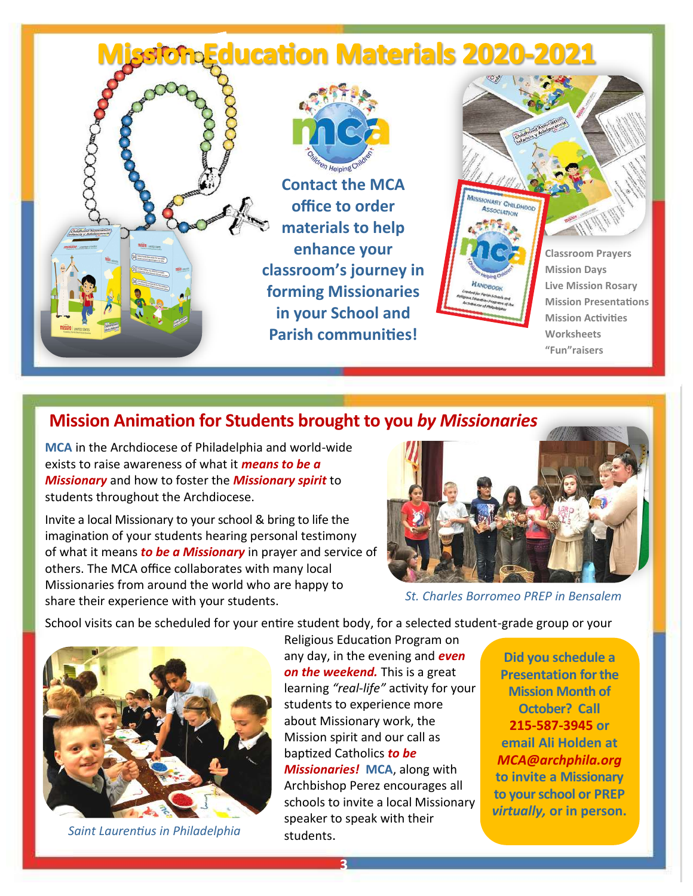# Mission Education Materials 2020-2021

**Contact the MCA office to order materials to help enhance your classroom's journey in forming Missionaries in your School and Parish communities!**

- Classroom Prayers
- Mission Days
- Live Mission Rosary
- Mission Presentations
- Mission Activities
- Worksheets
- "Fun"raisers

## Mission Animation for Students brought to you *by Missionaries*

**MCA** in the Archdiocese of Philadelphia and world-wide exists to raise awareness of what it ***means to be a Missionary*** and how to foster the ***Missionary spirit*** to students throughout the Archdiocese.

Invite a local Missionary to your school & bring to life the imagination of your students hearing personal testimony of what it means ***to be a Missionary*** in prayer and service of others. The MCA office collaborates with many local Missionaries from around the world who are happy to share their experience with your students.

*St. Charles Borromeo PREP in Bensalem*

School visits can be scheduled for your entire student body, for a selected student-grade group or your Religious Education Program on any day, in the evening and ***even on the weekend.*** This is a great learning *"real-life"* activity for your students to experience more about Missionary work, the Mission spirit and our call as baptized Catholics ***to be Missionaries!*** **MCA**, along with Archbishop Perez encourages all schools to invite a local Missionary speaker to speak with their students.

*Saint Laurentius in Philadelphia*

**Did you schedule a Presentation for the Mission Month of October? Call 215-587-3945 or email Ali Holden at *MCA@archphila.org* to invite a Missionary to your school or PREP *virtually,* or in person.**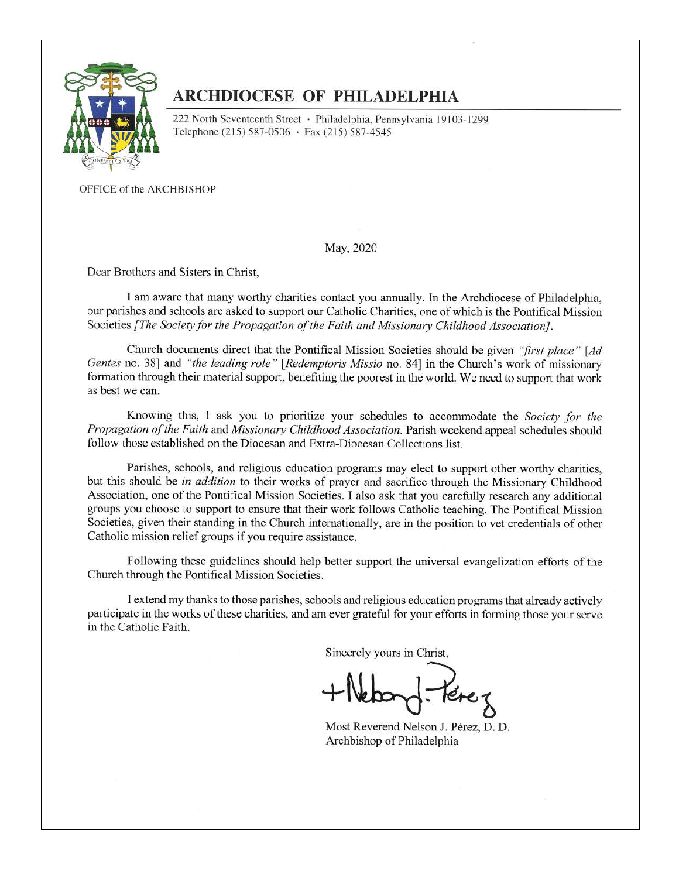# ARCHDIOCESE OF PHILADELPHIA

222 North Seventeenth Street • Philadelphia, Pennsylvania 19103-1299
Telephone (215) 587-0506 • Fax (215) 587-4545

OFFICE of the ARCHBISHOP

May, 2020

Dear Brothers and Sisters in Christ,

I am aware that many worthy charities contact you annually. In the Archdiocese of Philadelphia, our parishes and schools are asked to support our Catholic Charities, one of which is the Pontifical Mission Societies *[The Society for the Propagation of the Faith and Missionary Childhood Association]*.

Church documents direct that the Pontifical Mission Societies should be given *"first place"* [*Ad Gentes* no. 38] and *"the leading role"* [*Redemptoris Missio* no. 84] in the Church's work of missionary formation through their material support, benefiting the poorest in the world. We need to support that work as best we can.

Knowing this, I ask you to prioritize your schedules to accommodate the *Society for the Propagation of the Faith* and *Missionary Childhood Association*. Parish weekend appeal schedules should follow those established on the Diocesan and Extra-Diocesan Collections list.

Parishes, schools, and religious education programs may elect to support other worthy charities, but this should be *in addition* to their works of prayer and sacrifice through the Missionary Childhood Association, one of the Pontifical Mission Societies. I also ask that you carefully research any additional groups you choose to support to ensure that their work follows Catholic teaching. The Pontifical Mission Societies, given their standing in the Church internationally, are in the position to vet credentials of other Catholic mission relief groups if you require assistance.

Following these guidelines should help better support the universal evangelization efforts of the Church through the Pontifical Mission Societies.

I extend my thanks to those parishes, schools and religious education programs that already actively participate in the works of these charities, and am ever grateful for your efforts in forming those your serve in the Catholic Faith.

Sincerely yours in Christ,

+Nelson J. Pérez

Most Reverend Nelson J. Pérez, D. D.
Archbishop of Philadelphia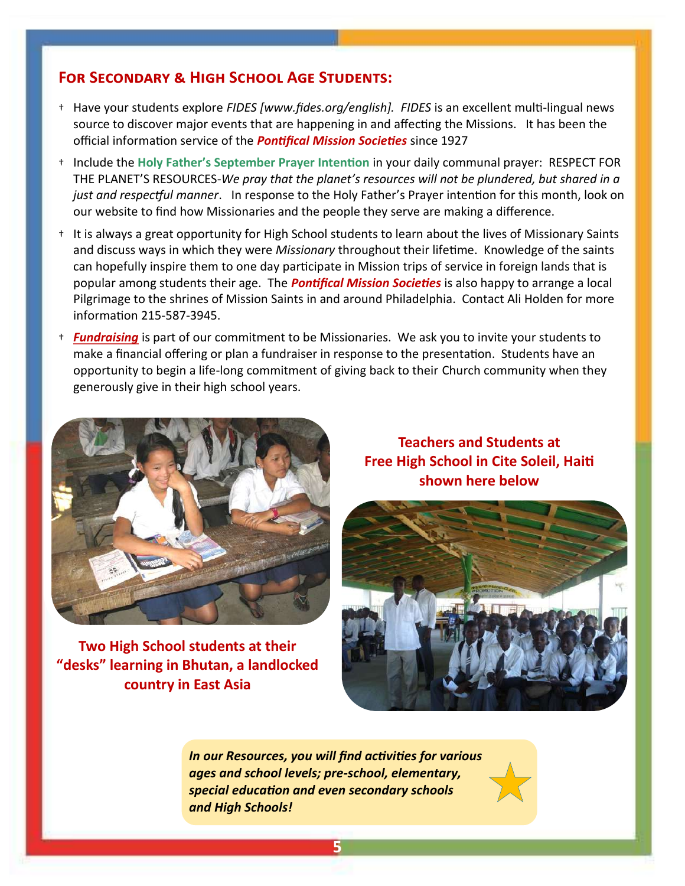## For Secondary & High School Age Students:

- Have your students explore *FIDES [www.fides.org/english]. FIDES* is an excellent multi-lingual news source to discover major events that are happening in and affecting the Missions. It has been the official information service of the ***Pontifical Mission Societies*** since 1927
- Include the **Holy Father's September Prayer Intention** in your daily communal prayer: RESPECT FOR THE PLANET'S RESOURCES-*We pray that the planet's resources will not be plundered, but shared in a just and respectful manner*. In response to the Holy Father's Prayer intention for this month, look on our website to find how Missionaries and the people they serve are making a difference.
- It is always a great opportunity for High School students to learn about the lives of Missionary Saints and discuss ways in which they were *Missionary* throughout their lifetime. Knowledge of the saints can hopefully inspire them to one day participate in Mission trips of service in foreign lands that is popular among students their age. The ***Pontifical Mission Societies*** is also happy to arrange a local Pilgrimage to the shrines of Mission Saints in and around Philadelphia. Contact Ali Holden for more information 215-587-3945.
- ***Fundraising*** is part of our commitment to be Missionaries. We ask you to invite your students to make a financial offering or plan a fundraiser in response to the presentation. Students have an opportunity to begin a life-long commitment of giving back to their Church community when they generously give in their high school years.

**Two High School students at their "desks" learning in Bhutan, a landlocked country in East Asia**

**Teachers and Students at Free High School in Cite Soleil, Haiti shown here below**

***In our Resources, you will find activities for various ages and school levels; pre-school, elementary, special education and even secondary schools and High Schools!***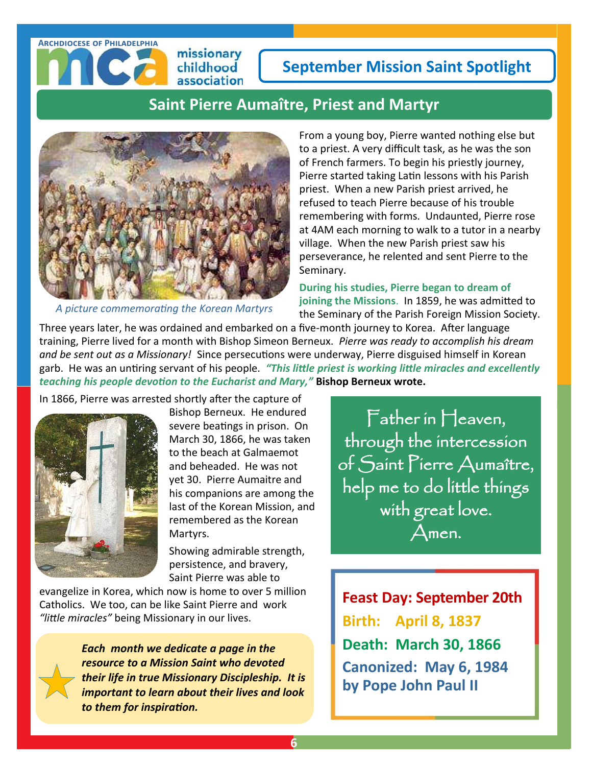Archdiocese of Philadelphia

mca missionary childhood association

## September Mission Saint Spotlight

# Saint Pierre Aumaître, Priest and Martyr

*A picture commemorating the Korean Martyrs*

From a young boy, Pierre wanted nothing else but to a priest. A very difficult task, as he was the son of French farmers. To begin his priestly journey, Pierre started taking Latin lessons with his Parish priest. When a new Parish priest arrived, he refused to teach Pierre because of his trouble remembering with forms. Undaunted, Pierre rose at 4AM each morning to walk to a tutor in a nearby village. When the new Parish priest saw his perseverance, he relented and sent Pierre to the Seminary.

**During his studies, Pierre began to dream of joining the Missions**. In 1859, he was admitted to the Seminary of the Parish Foreign Mission Society. Three years later, he was ordained and embarked on a five-month journey to Korea. After language training, Pierre lived for a month with Bishop Simeon Berneux. *Pierre was ready to accomplish his dream and be sent out as a Missionary!* Since persecutions were underway, Pierre disguised himself in Korean garb. He was an untiring servant of his people. ***"This little priest is working little miracles and excellently teaching his people devotion to the Eucharist and Mary,"*** **Bishop Berneux wrote.**

In 1866, Pierre was arrested shortly after the capture of Bishop Berneux. He endured severe beatings in prison. On March 30, 1866, he was taken to the beach at Galmaemot and beheaded. He was not yet 30. Pierre Aumaitre and his companions are among the last of the Korean Mission, and remembered as the Korean Martyrs.

Showing admirable strength, persistence, and bravery, Saint Pierre was able to evangelize in Korea, which now is home to over 5 million Catholics. We too, can be like Saint Pierre and work *"little miracles"* being Missionary in our lives.

***Each month we dedicate a page in the resource to a Mission Saint who devoted their life in true Missionary Discipleship. It is important to learn about their lives and look to them for inspiration.***

Father in Heaven, through the intercession of Saint Pierre Aumaître, help me to do little things with great love. Amen.

**Feast Day: September 20th**

**Birth: April 8, 1837**

**Death: March 30, 1866**

**Canonized: May 6, 1984 by Pope John Paul II**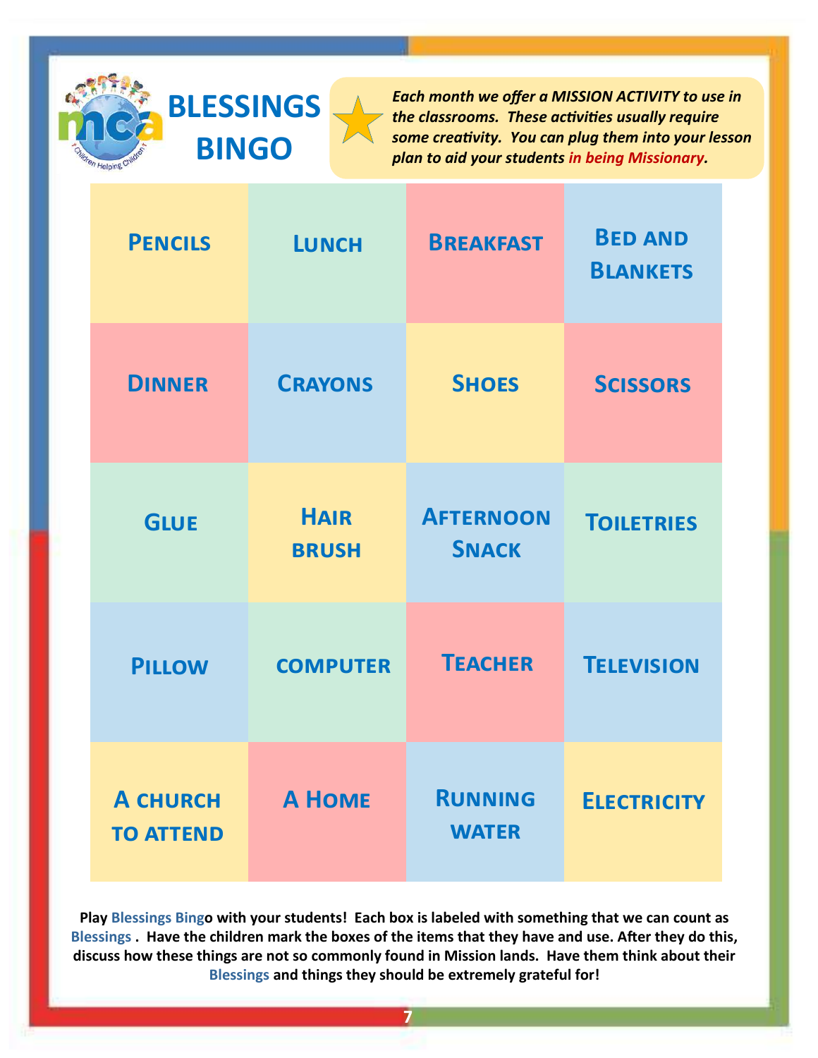# BLESSINGS BINGO

***Each month we offer a MISSION ACTIVITY to use in the classrooms. These activities usually require some creativity. You can plug them into your lesson plan to aid your students in being Missionary.***

| | | | |
|---|---|---|---|
| Pencils | Lunch | Breakfast | Bed and Blankets |
| Dinner | Crayons | Shoes | Scissors |
| Glue | Hair brush | Afternoon Snack | Toiletries |
| Pillow | computer | Teacher | Television |
| A church to attend | A Home | Running water | Electricity |

**Play Blessings Bingo with your students! Each box is labeled with something that we can count as Blessings . Have the children mark the boxes of the items that they have and use. After they do this, discuss how these things are not so commonly found in Mission lands. Have them think about their Blessings and things they should be extremely grateful for!**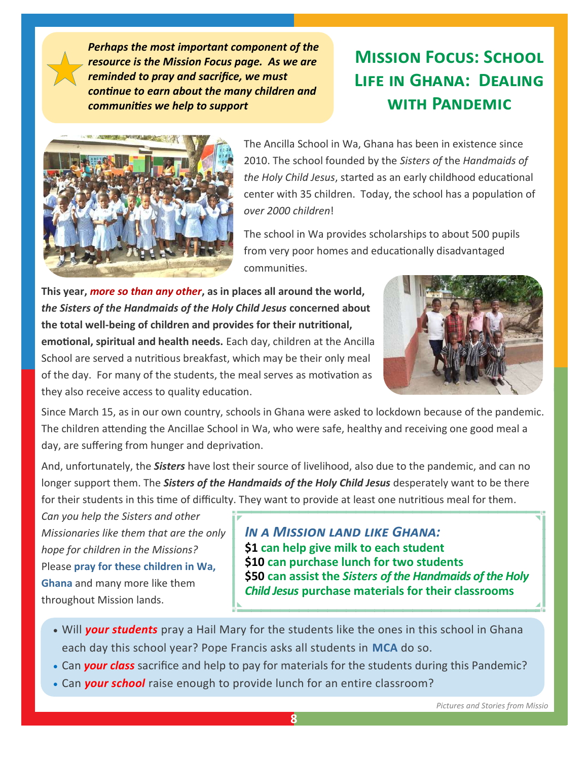*Perhaps the most important component of the resource is the Mission Focus page. As we are reminded to pray and sacrifice, we must continue to earn about the many children and communities we help to support*

# Mission Focus: School Life in Ghana: Dealing with Pandemic

The Ancilla School in Wa, Ghana has been in existence since 2010. The school founded by the *Sisters of* the *Handmaids of the Holy Child Jesus*, started as an early childhood educational center with 35 children. Today, the school has a population of *over 2000 children*!

The school in Wa provides scholarships to about 500 pupils from very poor homes and educationally disadvantaged communities.

**This year, *more so than any other*, as in places all around the world, *the Sisters of the Handmaids of the Holy Child Jesus* concerned about the total well-being of children and provides for their nutritional, emotional, spiritual and health needs.** Each day, children at the Ancilla School are served a nutritious breakfast, which may be their only meal of the day. For many of the students, the meal serves as motivation as they also receive access to quality education.

Since March 15, as in our own country, schools in Ghana were asked to lockdown because of the pandemic. The children attending the Ancillae School in Wa, who were safe, healthy and receiving one good meal a day, are suffering from hunger and deprivation.

And, unfortunately, the ***Sisters*** have lost their source of livelihood, also due to the pandemic, and can no longer support them. The ***Sisters of the Handmaids of the Holy Child Jesus*** desperately want to be there for their students in this time of difficulty. They want to provide at least one nutritious meal for them.

*Can you help the Sisters and other Missionaries like them that are the only hope for children in the Missions?* Please **pray for these children in Wa, Ghana** and many more like them throughout Mission lands.

***In a Mission land like Ghana:***
**$1 can help give milk to each student**
**$10 can purchase lunch for two students**
**$50 can assist the *Sisters of the Handmaids of the Holy Child Jesus* purchase materials for their classrooms**

- Will ***your students*** pray a Hail Mary for the students like the ones in this school in Ghana each day this school year? Pope Francis asks all students in **MCA** do so.
- Can ***your class*** sacrifice and help to pay for materials for the students during this Pandemic?
- Can ***your school*** raise enough to provide lunch for an entire classroom?

*Pictures and Stories from Missio*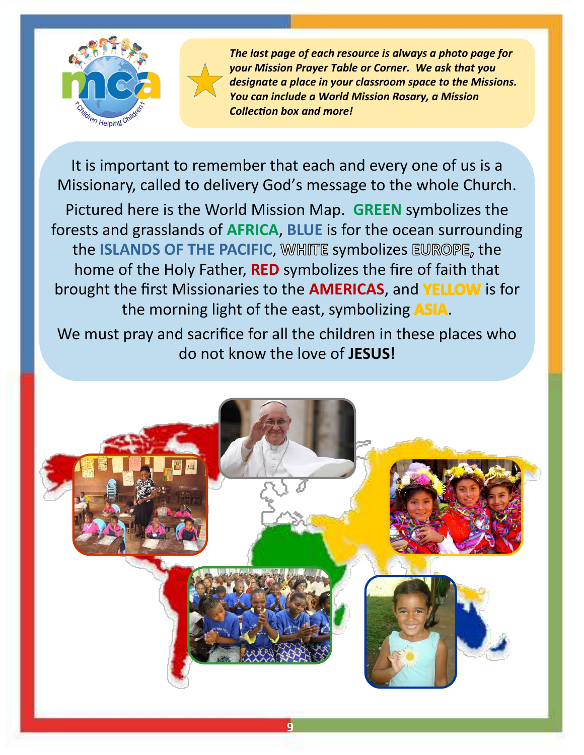*The last page of each resource is always a photo page for your Mission Prayer Table or Corner. We ask that you designate a place in your classroom space to the Missions. You can include a World Mission Rosary, a Mission Collection box and more!*

It is important to remember that each and every one of us is a Missionary, called to delivery God's message to the whole Church.

Pictured here is the World Mission Map. **GREEN** symbolizes the forests and grasslands of **AFRICA**, **BLUE** is for the ocean surrounding the **ISLANDS OF THE PACIFIC**, WHITE symbolizes EUROPE, the home of the Holy Father, **RED** symbolizes the fire of faith that brought the first Missionaries to the **AMERICAS**, and **YELLOW** is for the morning light of the east, symbolizing **ASIA**.

We must pray and sacrifice for all the children in these places who do not know the love of **JESUS!**